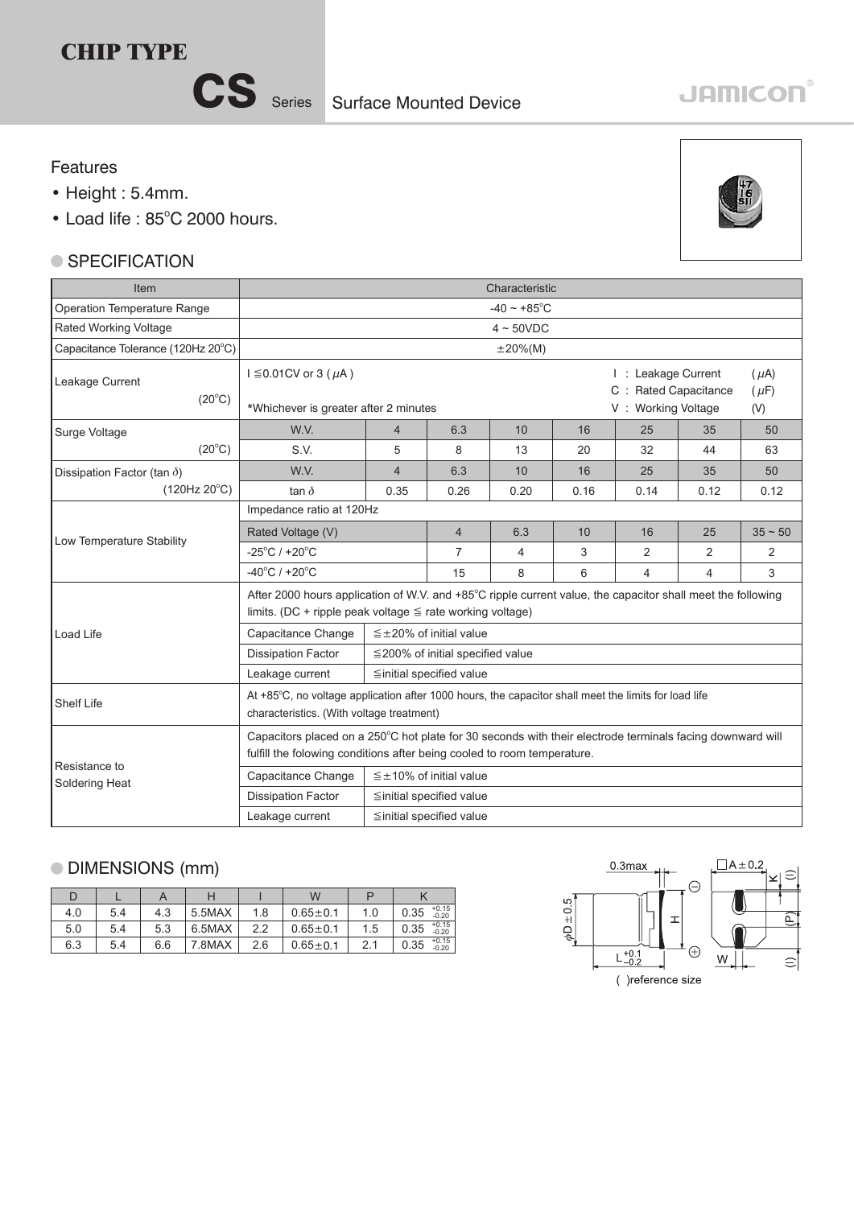# CHIP TYPE

# CS Series Surface Mounted Device

JAMICON

## Features

- Height : 5.4mm.
- Load life : 85°C 2000 hours.

## SPECIFICATION

| Item | Characteristic | | | | | | | |
|---|---|---|---|---|---|---|---|---|
| Operation Temperature Range | -40 ~ +85°C | | | | | | | |
| Rated Working Voltage | 4 ~ 50VDC | | | | | | | |
| Capacitance Tolerance (120Hz 20°C) | ±20%(M) | | | | | | | |
| Leakage Current (20°C) | I ≦0.01CV or 3 ($\mu$A) *Whichever is greater after 2 minutes; I : Leakage Current ($\mu$A), C : Rated Capacitance ($\mu$F), V : Working Voltage (V) | | | | | | | |
| Surge Voltage (20°C) | W.V. | 4 | 6.3 | 10 | 16 | 25 | 35 | 50 |
| | S.V. | 5 | 8 | 13 | 20 | 32 | 44 | 63 |
| Dissipation Factor (tan $\delta$) (120Hz 20°C) | W.V. | 4 | 6.3 | 10 | 16 | 25 | 35 | 50 |
| | tan $\delta$ | 0.35 | 0.26 | 0.20 | 0.16 | 0.14 | 0.12 | 0.12 |
| Low Temperature Stability | Impedance ratio at 120Hz | | | | | | | |
| | Rated Voltage (V) | | 4 | 6.3 | 10 | 16 | 25 | 35 ~ 50 |
| | -25°C / +20°C | | 7 | 4 | 3 | 2 | 2 | 2 |
| | -40°C / +20°C | | 15 | 8 | 6 | 4 | 4 | 3 |
| Load Life | After 2000 hours application of W.V. and +85°C ripple current value, the capacitor shall meet the following limits. (DC + ripple peak voltage ≦ rate working voltage) | | | | | | | |
| | Capacitance Change | ≦±20% of initial value | | | | | | |
| | Dissipation Factor | ≦200% of initial specified value | | | | | | |
| | Leakage current | ≦initial specified value | | | | | | |
| Shelf Life | At +85°C, no voltage application after 1000 hours, the capacitor shall meet the limits for load life characteristics. (With voltage treatment) | | | | | | | |
| Resistance to Soldering Heat | Capacitors placed on a 250°C hot plate for 30 seconds with their electrode terminals facing downward will fulfill the folowing conditions after being cooled to room temperature. | | | | | | | |
| | Capacitance Change | ≦±10% of initial value | | | | | | |
| | Dissipation Factor | ≦initial specified value | | | | | | |
| | Leakage current | ≦initial specified value | | | | | | |

## DIMENSIONS (mm)

| D | L | A | H | I | W | P | K |
|---|---|---|---|---|---|---|---|
| 4.0 | 5.4 | 4.3 | 5.5MAX | 1.8 | 0.65±0.1 | 1.0 | 0.35 $^{+0.15}_{-0.20}$ |
| 5.0 | 5.4 | 5.3 | 6.5MAX | 2.2 | 0.65±0.1 | 1.5 | 0.35 $^{+0.15}_{-0.20}$ |
| 6.3 | 5.4 | 6.6 | 7.8MAX | 2.6 | 0.65±0.1 | 2.1 | 0.35 $^{+0.15}_{-0.20}$ |

0.3max, $\phi$D±0.5, H, L $^{+0.1}_{-0.2}$, □A±0.2, K, (I), (P), W

( )reference size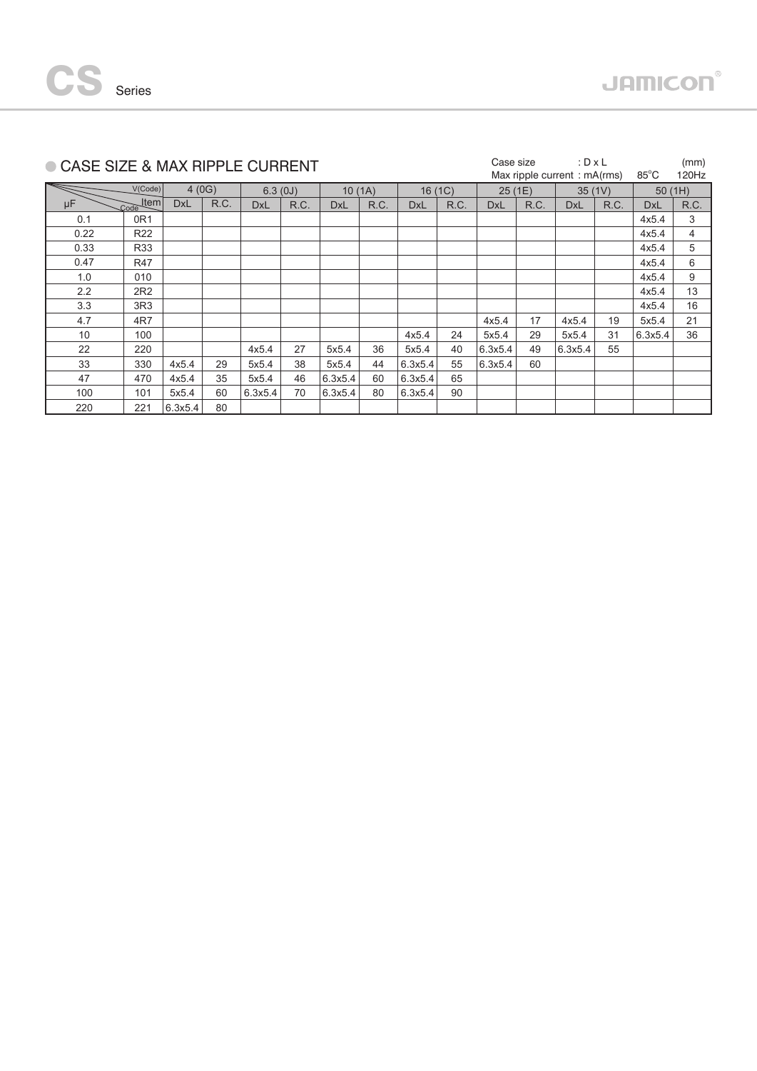## CASE SIZE & MAX RIPPLE CURRENT

Case size : D x L (mm)
Max ripple current : mA(rms) 85°C 120Hz

| V(Code) | | 4 (0G) | | 6.3 (0J) | | 10 (1A) | | 16 (1C) | | 25 (1E) | | 35 (1V) | | 50 (1H) | |
|---|---|---|---|---|---|---|---|---|---|---|---|---|---|---|---|
| μF | Code / Item | DxL | R.C. | DxL | R.C. | DxL | R.C. | DxL | R.C. | DxL | R.C. | DxL | R.C. | DxL | R.C. |
| 0.1 | 0R1 | | | | | | | | | | | | | 4x5.4 | 3 |
| 0.22 | R22 | | | | | | | | | | | | | 4x5.4 | 4 |
| 0.33 | R33 | | | | | | | | | | | | | 4x5.4 | 5 |
| 0.47 | R47 | | | | | | | | | | | | | 4x5.4 | 6 |
| 1.0 | 010 | | | | | | | | | | | | | 4x5.4 | 9 |
| 2.2 | 2R2 | | | | | | | | | | | | | 4x5.4 | 13 |
| 3.3 | 3R3 | | | | | | | | | | | | | 4x5.4 | 16 |
| 4.7 | 4R7 | | | | | | | | | 4x5.4 | 17 | 4x5.4 | 19 | 5x5.4 | 21 |
| 10 | 100 | | | | | | | 4x5.4 | 24 | 5x5.4 | 29 | 5x5.4 | 31 | 6.3x5.4 | 36 |
| 22 | 220 | | | 4x5.4 | 27 | 5x5.4 | 36 | 5x5.4 | 40 | 6.3x5.4 | 49 | 6.3x5.4 | 55 | | |
| 33 | 330 | 4x5.4 | 29 | 5x5.4 | 38 | 5x5.4 | 44 | 6.3x5.4 | 55 | 6.3x5.4 | 60 | | | | |
| 47 | 470 | 4x5.4 | 35 | 5x5.4 | 46 | 6.3x5.4 | 60 | 6.3x5.4 | 65 | | | | | | |
| 100 | 101 | 5x5.4 | 60 | 6.3x5.4 | 70 | 6.3x5.4 | 80 | 6.3x5.4 | 90 | | | | | | |
| 220 | 221 | 6.3x5.4 | 80 | | | | | | | | | | | | |